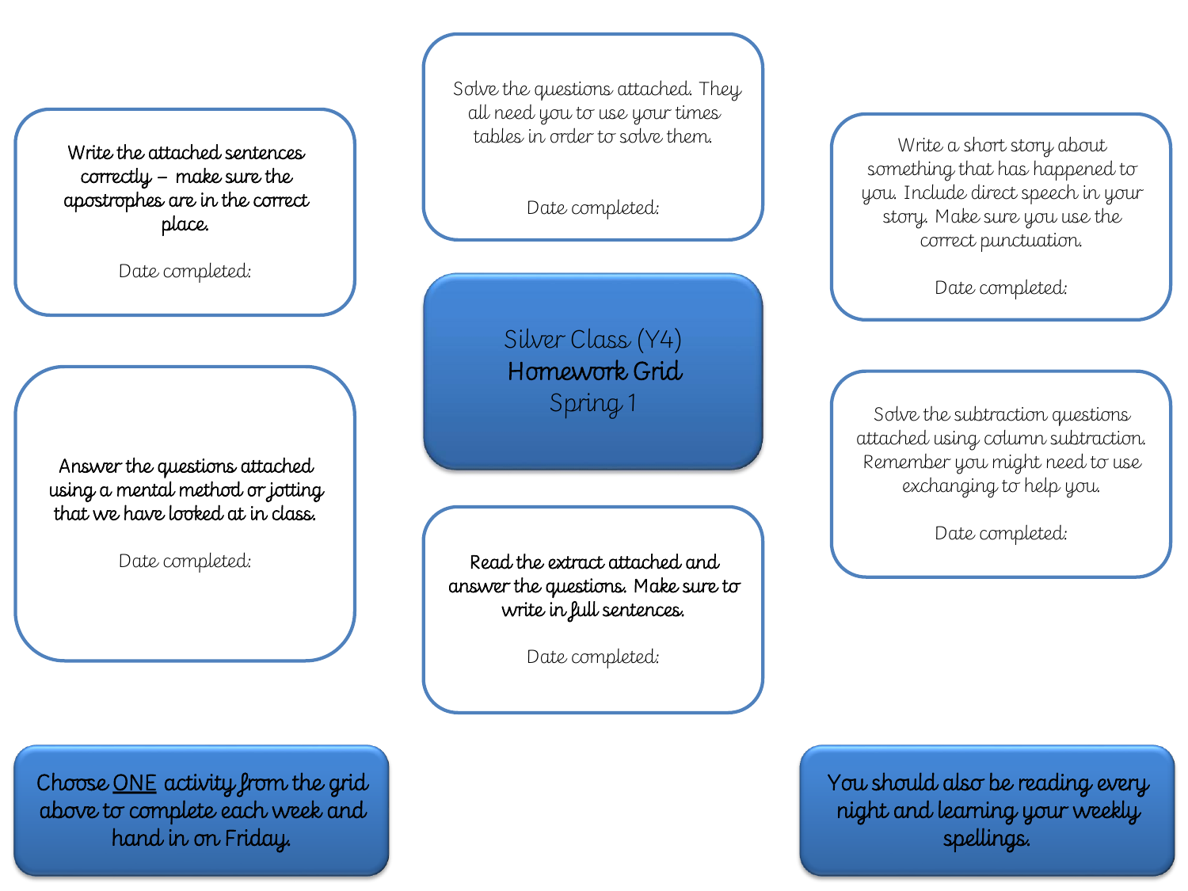# Silver Class (Y4)
# **Homework Grid**
# Spring 1

Write the attached sentences correctly – make sure the apostrophes are in the correct place.

Date completed:

Solve the questions attached. They all need you to use your times tables in order to solve them.

Date completed:

Write a short story about something that has happened to you. Include direct speech in your story. Make sure you use the correct punctuation.

Date completed:

Answer the questions attached using a mental method or jotting that we have looked at in class.

Date completed:

Read the extract attached and answer the questions. Make sure to write in full sentences.

Date completed:

Solve the subtraction questions attached using column subtraction. Remember you might need to use exchanging to help you.

Date completed:

Choose ONE activity from the grid above to complete each week and hand in on Friday.

You should also be reading every night and learning your weekly spellings.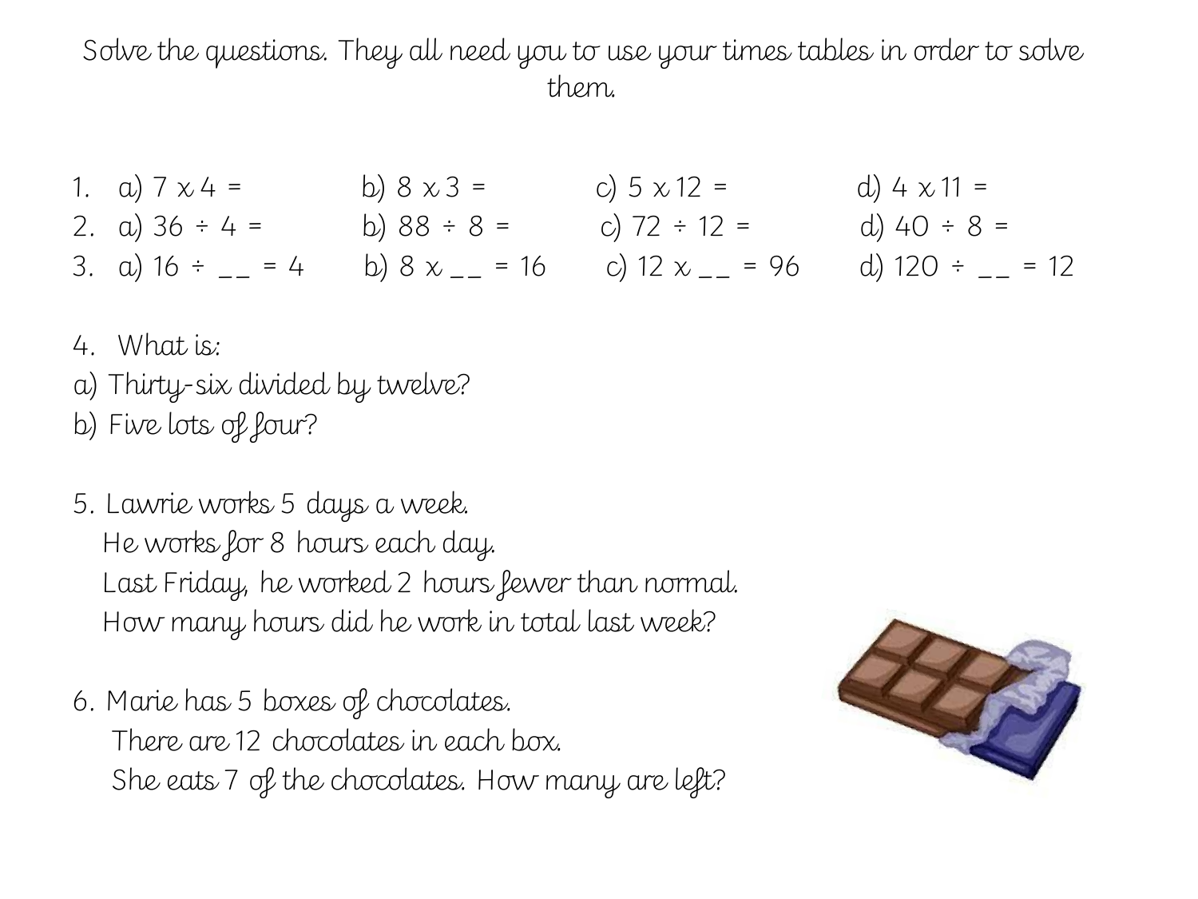Solve the questions. They all need you to use your times tables in order to solve them.

1. a) 7 x 4 =    b) 8 x 3 =    c) 5 x 12 =    d) 4 x 11 =
2. a) 36 ÷ 4 =    b) 88 ÷ 8 =    c) 72 ÷ 12 =    d) 40 ÷ 8 =
3. a) 16 ÷ __ = 4    b) 8 x __ = 16    c) 12 x __ = 96    d) 120 ÷ __ = 12

4. What is:

a) Thirty-six divided by twelve?

b) Five lots of four?

5. Lawrie works 5 days a week.
   He works for 8 hours each day.
   Last Friday, he worked 2 hours fewer than normal.
   How many hours did he work in total last week?

6. Marie has 5 boxes of chocolates.
   There are 12 chocolates in each box.
   She eats 7 of the chocolates. How many are left?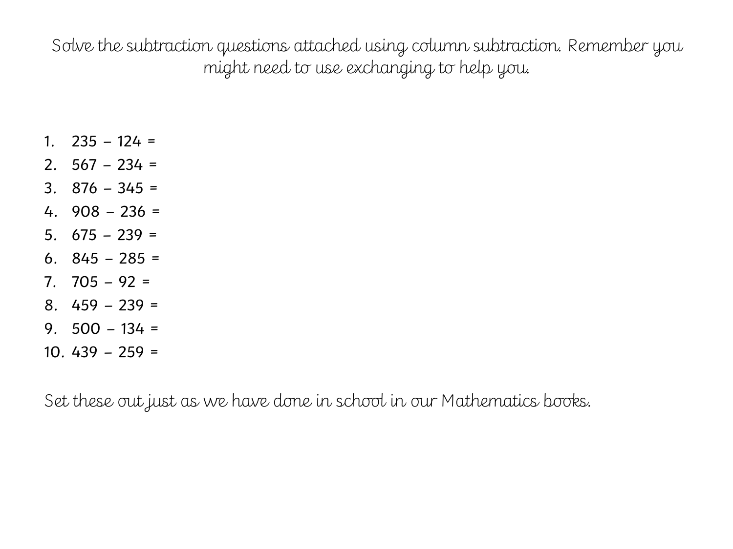Solve the subtraction questions attached using column subtraction. Remember you might need to use exchanging to help you.

1. 235 – 124 =
2. 567 – 234 =
3. 876 – 345 =
4. 908 – 236 =
5. 675 – 239 =
6. 845 – 285 =
7. 705 – 92 =
8. 459 – 239 =
9. 500 – 134 =
10. 439 – 259 =

Set these out just as we have done in school in our Mathematics books.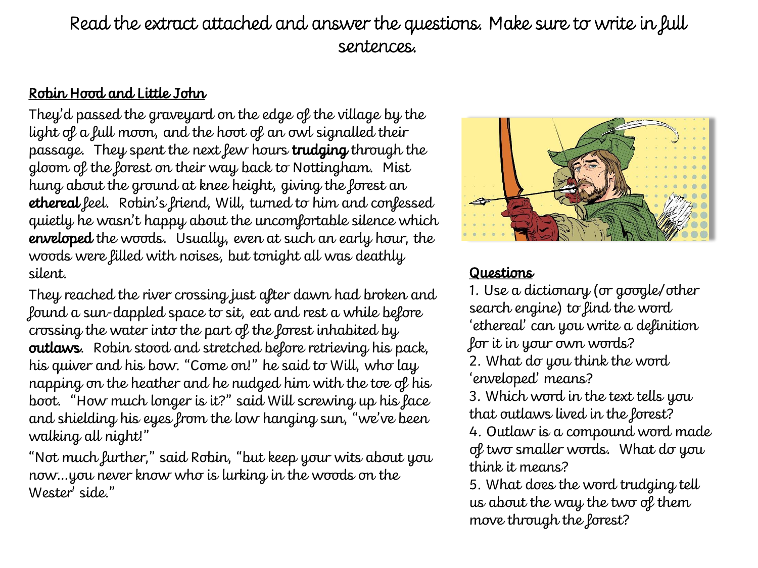Read the extract attached and answer the questions. Make sure to write in full sentences.

## Robin Hood and Little John

They'd passed the graveyard on the edge of the village by the light of a full moon, and the hoot of an owl signalled their passage. They spent the next few hours **trudging** through the gloom of the forest on their way back to Nottingham. Mist hung about the ground at knee height, giving the forest an **ethereal** feel. Robin's friend, Will, turned to him and confessed quietly he wasn't happy about the uncomfortable silence which **enveloped** the woods. Usually, even at such an early hour, the woods were filled with noises, but tonight all was deathly silent.

They reached the river crossing just after dawn had broken and found a sun-dappled space to sit, eat and rest a while before crossing the water into the part of the forest inhabited by **outlaws**. Robin stood and stretched before retrieving his pack, his quiver and his bow. "Come on!" he said to Will, who lay napping on the heather and he nudged him with the toe of his boot. "How much longer is it?" said Will screwing up his face and shielding his eyes from the low hanging sun, "we've been walking all night!"

"Not much further," said Robin, "but keep your wits about you now…you never know who is lurking in the woods on the Wester' side."

## Questions

1. Use a dictionary (or google/other search engine) to find the word 'ethereal' can you write a definition for it in your own words?
2. What do you think the word 'enveloped' means?
3. Which word in the text tells you that outlaws lived in the forest?
4. Outlaw is a compound word made of two smaller words. What do you think it means?
5. What does the word trudging tell us about the way the two of them move through the forest?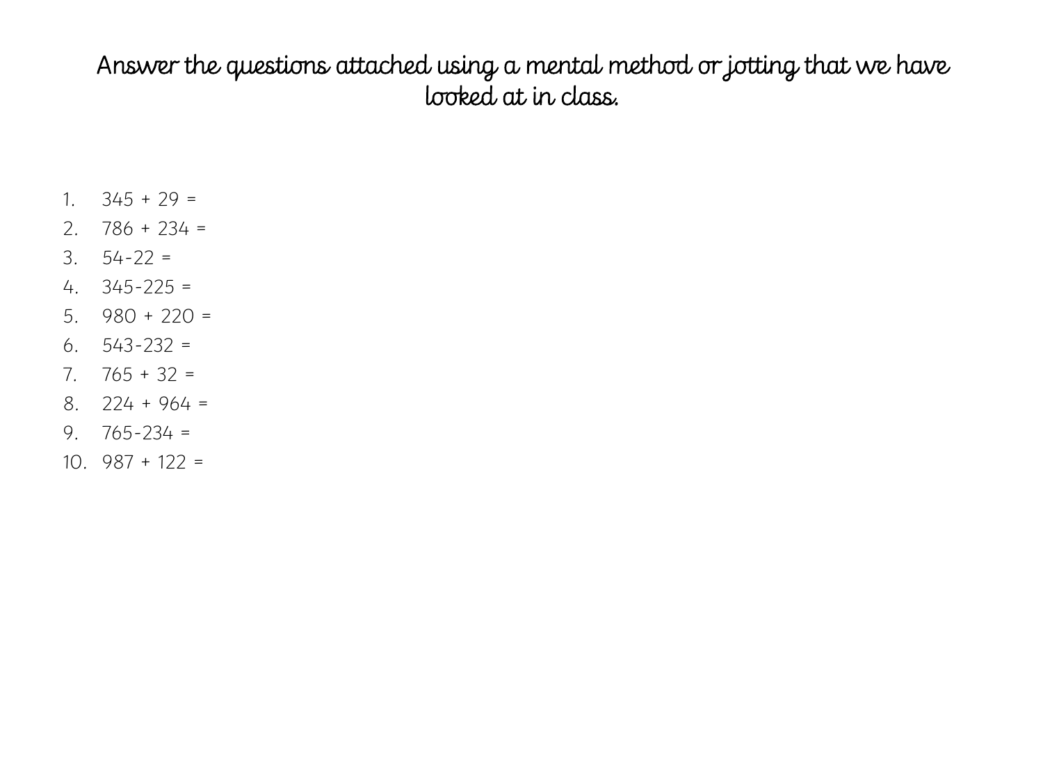Answer the questions attached using a mental method or jotting that we have looked at in class.

1. 345 + 29 =
2. 786 + 234 =
3. 54-22 =
4. 345-225 =
5. 980 + 220 =
6. 543-232 =
7. 765 + 32 =
8. 224 + 964 =
9. 765-234 =
10. 987 + 122 =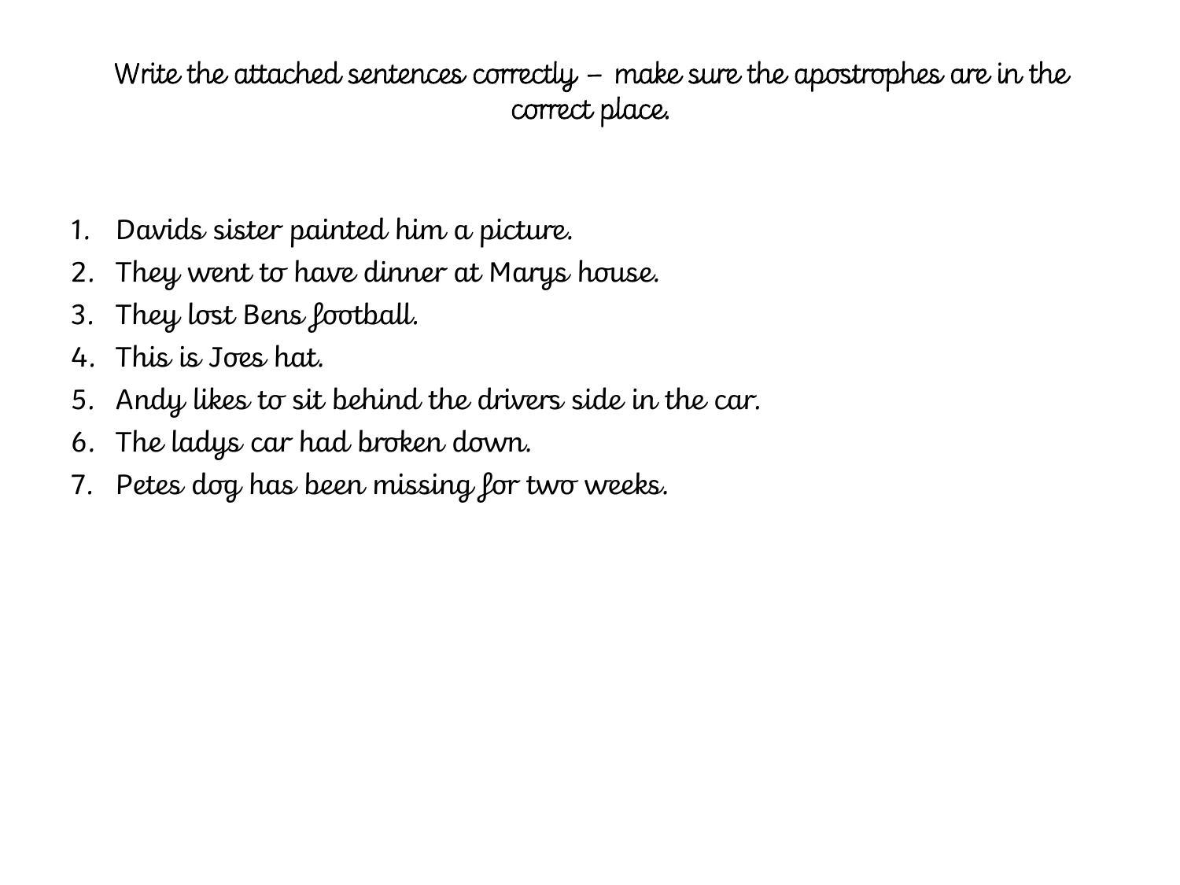Write the attached sentences correctly – make sure the apostrophes are in the correct place.

1. Davids sister painted him a picture.
2. They went to have dinner at Marys house.
3. They lost Bens football.
4. This is Joes hat.
5. Andy likes to sit behind the drivers side in the car.
6. The ladys car had broken down.
7. Petes dog has been missing for two weeks.